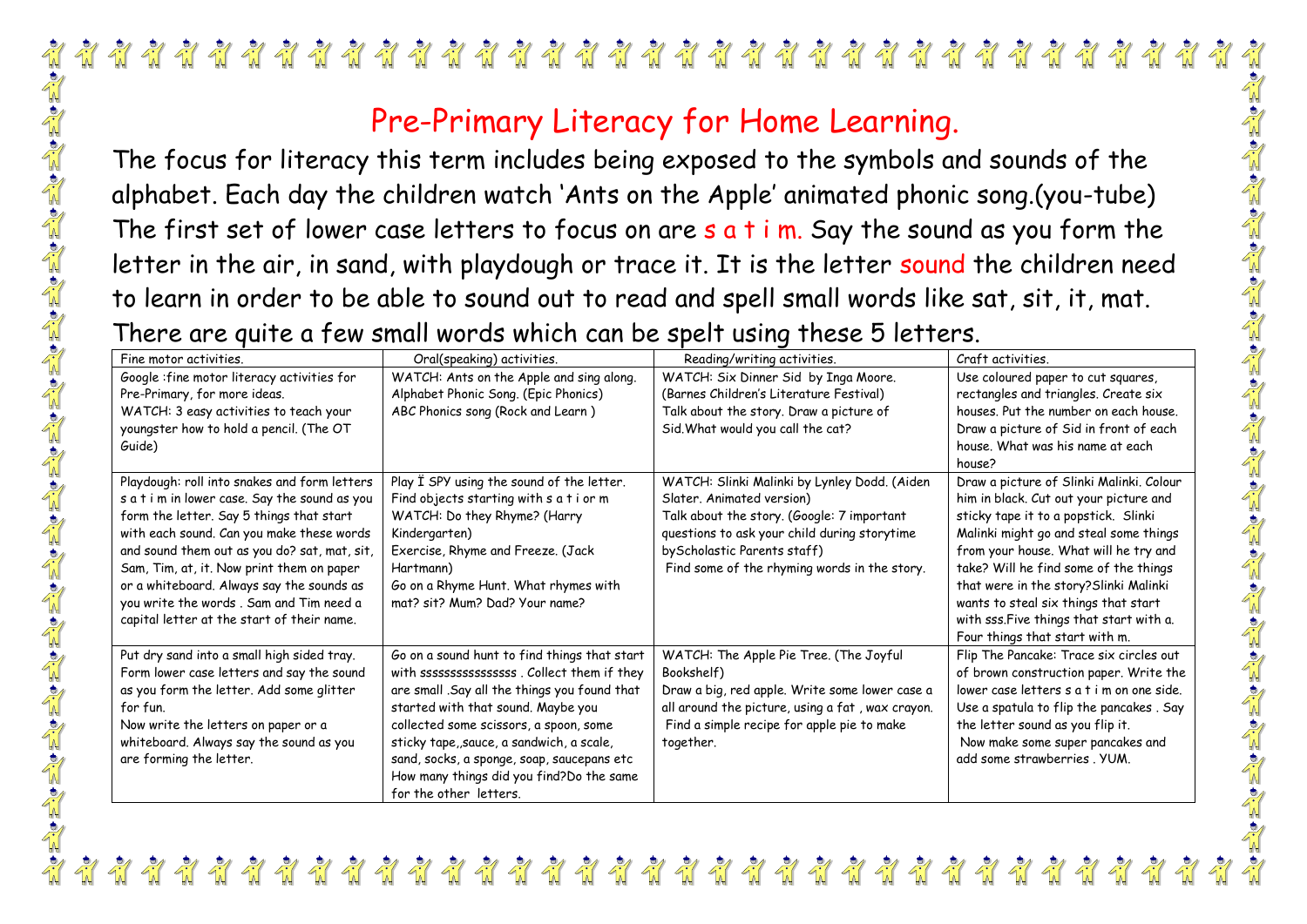# Pre-Primary Literacy for Home Learning.

The focus for literacy this term includes being exposed to the symbols and sounds of the alphabet. Each day the children watch 'Ants on the Apple' animated phonic song.(you-tube) The first set of lower case letters to focus on are s a t i m. Say the sound as you form the letter in the air, in sand, with playdough or trace it. It is the letter sound the children need to learn in order to be able to sound out to read and spell small words like sat, sit, it, mat. There are quite a few small words which can be spelt using these 5 letters.

| Fine motor activities. | Oral(speaking) activities. | Reading/writing activities. | Craft activities. |
|---|---|---|---|
| Google :fine motor literacy activities for Pre-Primary, for more ideas.<br>WATCH: 3 easy activities to teach your youngster how to hold a pencil. (The OT Guide) | WATCH: Ants on the Apple and sing along.<br>Alphabet Phonic Song. (Epic Phonics)<br>ABC Phonics song (Rock and Learn ) | WATCH: Six Dinner Sid by Inga Moore. (Barnes Children's Literature Festival)<br>Talk about the story. Draw a picture of Sid.What would you call the cat? | Use coloured paper to cut squares, rectangles and triangles. Create six houses. Put the number on each house. Draw a picture of Sid in front of each house. What was his name at each house? |
| Playdough: roll into snakes and form letters s a t i m in lower case. Say the sound as you form the letter. Say 5 things that start with each sound. Can you make these words and sound them out as you do? sat, mat, sit, Sam, Tim, at, it. Now print them on paper or a whiteboard. Always say the sounds as you write the words . Sam and Tim need a capital letter at the start of their name. | Play Ï SPY using the sound of the letter. Find objects starting with s a t i or m<br>WATCH: Do they Rhyme? (Harry Kindergarten)<br>Exercise, Rhyme and Freeze. (Jack Hartmann)<br>Go on a Rhyme Hunt. What rhymes with mat? sit? Mum? Dad? Your name? | WATCH: Slinki Malinki by Lynley Dodd. (Aiden Slater. Animated version)<br>Talk about the story. (Google: 7 important questions to ask your child during storytime byScholastic Parents staff)<br>Find some of the rhyming words in the story. | Draw a picture of Slinki Malinki. Colour him in black. Cut out your picture and sticky tape it to a popstick. Slinki Malinki might go and steal some things from your house. What will he try and take? Will he find some of the things that were in the story?Slinki Malinki wants to steal six things that start with sss.Five things that start with a. Four things that start with m. |
| Put dry sand into a small high sided tray. Form lower case letters and say the sound as you form the letter. Add some glitter for fun.<br>Now write the letters on paper or a whiteboard. Always say the sound as you are forming the letter. | Go on a sound hunt to find things that start with sssssssssssssss . Collect them if they are small .Say all the things you found that started with that sound. Maybe you collected some scissors, a spoon, some sticky tape,,sauce, a sandwich, a scale, sand, socks, a sponge, soap, saucepans etc How many things did you find?Do the same for the other letters. | WATCH: The Apple Pie Tree. (The Joyful Bookshelf)<br>Draw a big, red apple. Write some lower case a all around the picture, using a fat , wax crayon.<br>Find a simple recipe for apple pie to make together. | Flip The Pancake: Trace six circles out of brown construction paper. Write the lower case letters s a t i m on one side. Use a spatula to flip the pancakes . Say the letter sound as you flip it.<br>Now make some super pancakes and add some strawberries . YUM. |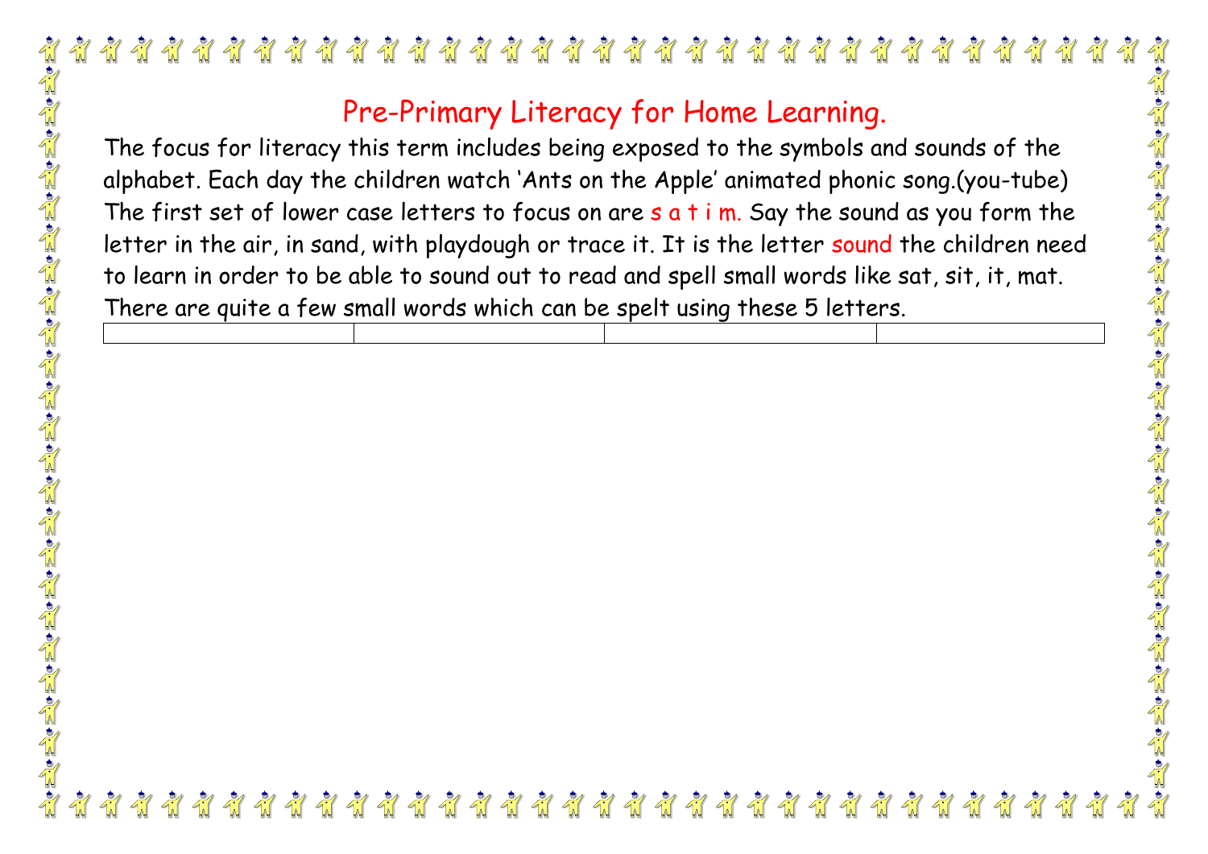# Pre-Primary Literacy for Home Learning.

The focus for literacy this term includes being exposed to the symbols and sounds of the alphabet. Each day the children watch 'Ants on the Apple' animated phonic song.(you-tube) The first set of lower case letters to focus on are s a t i m. Say the sound as you form the letter in the air, in sand, with playdough or trace it. It is the letter sound the children need to learn in order to be able to sound out to read and spell small words like sat, sit, it, mat. There are quite a few small words which can be spelt using these 5 letters.

| | | | |
|---|---|---|---|